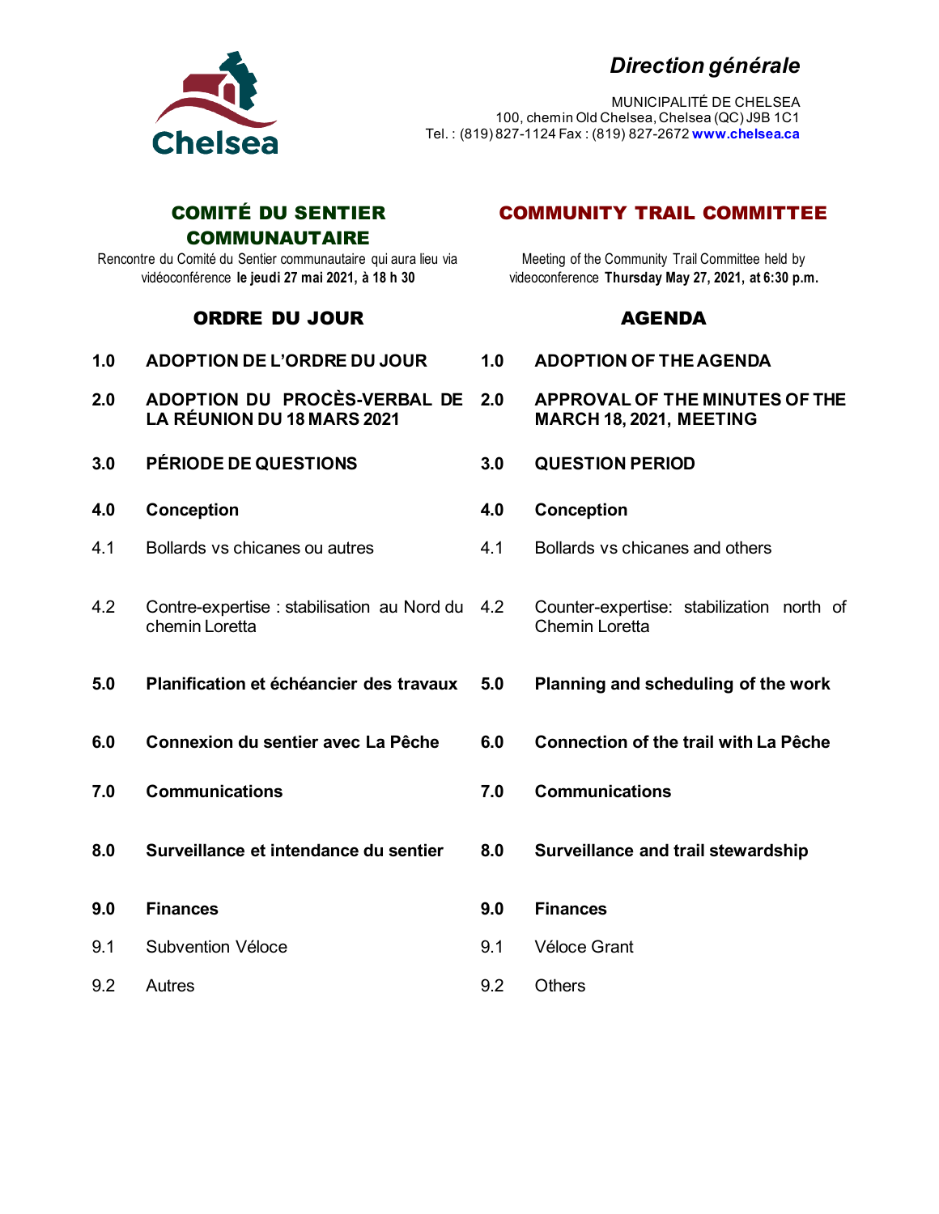Chelsea

*Direction générale*

MUNICIPALITÉ DE CHELSEA
100, chemin Old Chelsea, Chelsea (QC) J9B 1C1
Tel. : (819) 827-1124 Fax : (819) 827-2672 **www.chelsea.ca**

## COMITÉ DU SENTIER COMMUNAUTAIRE

Rencontre du Comité du Sentier communautaire qui aura lieu via vidéoconférence **le jeudi 27 mai 2021, à 18 h 30**

## COMMUNITY TRAIL COMMITTEE

Meeting of the Community Trail Committee held by videoconference **Thursday May 27, 2021, at 6:30 p.m.**

| ORDRE DU JOUR | | AGENDA | |
|---|---|---|---|
| **1.0** | **ADOPTION DE L'ORDRE DU JOUR** | **1.0** | **ADOPTION OF THE AGENDA** |
| **2.0** | **ADOPTION DU PROCÈS-VERBAL DE LA RÉUNION DU 18 MARS 2021** | **2.0** | **APPROVAL OF THE MINUTES OF THE MARCH 18, 2021, MEETING** |
| **3.0** | **PÉRIODE DE QUESTIONS** | **3.0** | **QUESTION PERIOD** |
| **4.0** | **Conception** | **4.0** | **Conception** |
| 4.1 | Bollards vs chicanes ou autres | 4.1 | Bollards vs chicanes and others |
| 4.2 | Contre-expertise : stabilisation au Nord du chemin Loretta | 4.2 | Counter-expertise: stabilization north of Chemin Loretta |
| **5.0** | **Planification et échéancier des travaux** | **5.0** | **Planning and scheduling of the work** |
| **6.0** | **Connexion du sentier avec La Pêche** | **6.0** | **Connection of the trail with La Pêche** |
| **7.0** | **Communications** | **7.0** | **Communications** |
| **8.0** | **Surveillance et intendance du sentier** | **8.0** | **Surveillance and trail stewardship** |
| **9.0** | **Finances** | **9.0** | **Finances** |
| 9.1 | Subvention Véloce | 9.1 | Véloce Grant |
| 9.2 | Autres | 9.2 | Others |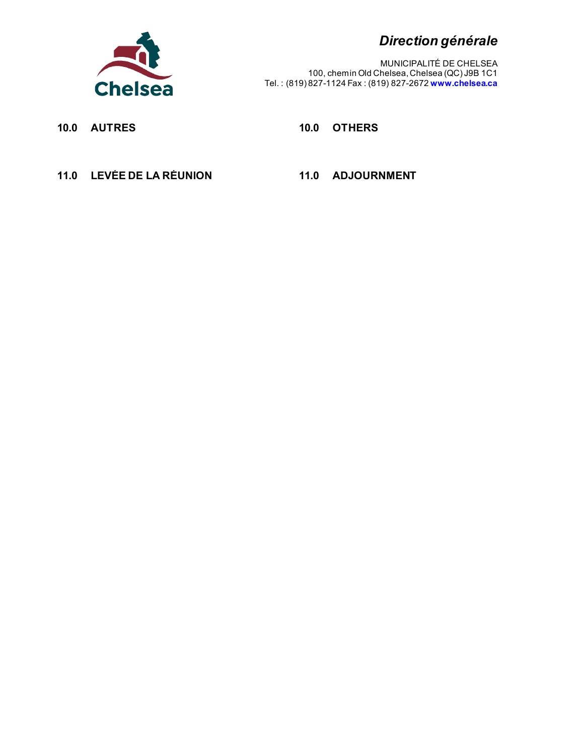## 10.0 AUTRES

## 10.0 OTHERS

## 11.0 LEVÉE DE LA RÉUNION

## 11.0 ADJOURNMENT